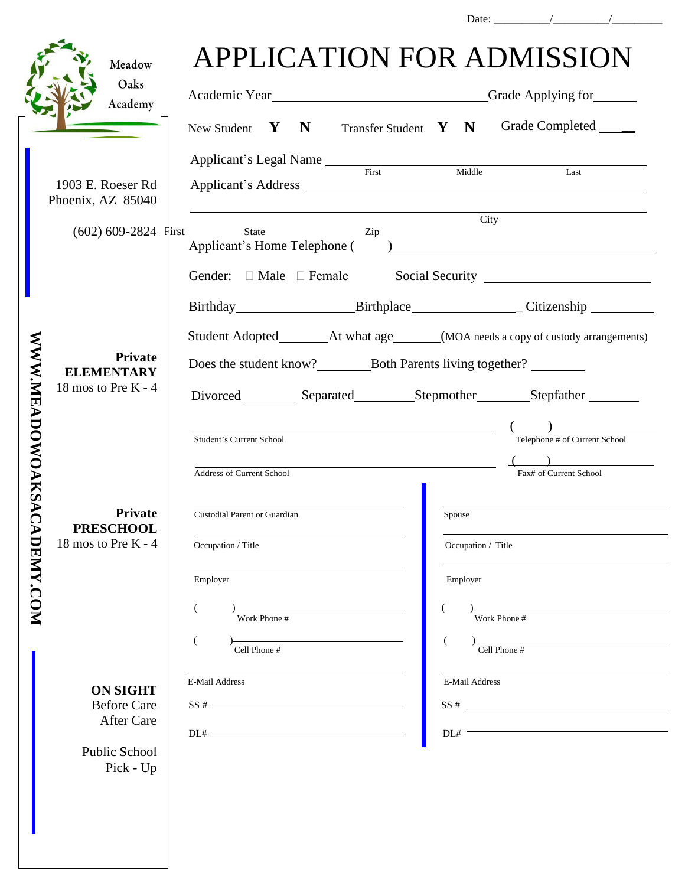Date: ________/________/________

Meadow Oaks Academy

1903 E. Roeser Rd
Phoenix, AZ 85040

(602) 609-2824

**Private ELEMENTARY**
18 mos to Pre K - 4

**Private PRESCHOOL**
18 mos to Pre K - 4

**ON SIGHT**
Before Care
After Care

Public School
Pick - Up

WWW.MEADOWOAKSACADEMY.COM

# APPLICATION FOR ADMISSION

Academic Year________________________ Grade Applying for______

New Student **Y N** Transfer Student **Y N** Grade Completed ____

Applicant's Legal Name ____________________________________________
First Middle Last

Applicant's Address ____________________________________________

____________________________________________
First City State Zip

Applicant's Home Telephone ( ) ____________________________

Gender: ☐ Male ☐ Female Social Security ____________________

Birthday______________ Birthplace______________ Citizenship __________

Student Adopted________ At what age________ (MOA needs a copy of custody arrangements)

Does the student know?________ Both Parents living together? ________

Divorced ________ Separated________ Stepmother________ Stepfather ________

________________________________ ( ) ________________
Student's Current School Telephone # of Current School

________________________________ ( ) ________________
Address of Current School Fax# of Current School

| | |
|---|---|
| Custodial Parent or Guardian | Spouse |
| Occupation / Title | Occupation / Title |
| Employer | Employer |
| ( ) Work Phone # | ( ) Work Phone # |
| ( ) Cell Phone # | ( ) Cell Phone # |
| E-Mail Address | E-Mail Address |
| SS # | SS # |
| DL# | DL# |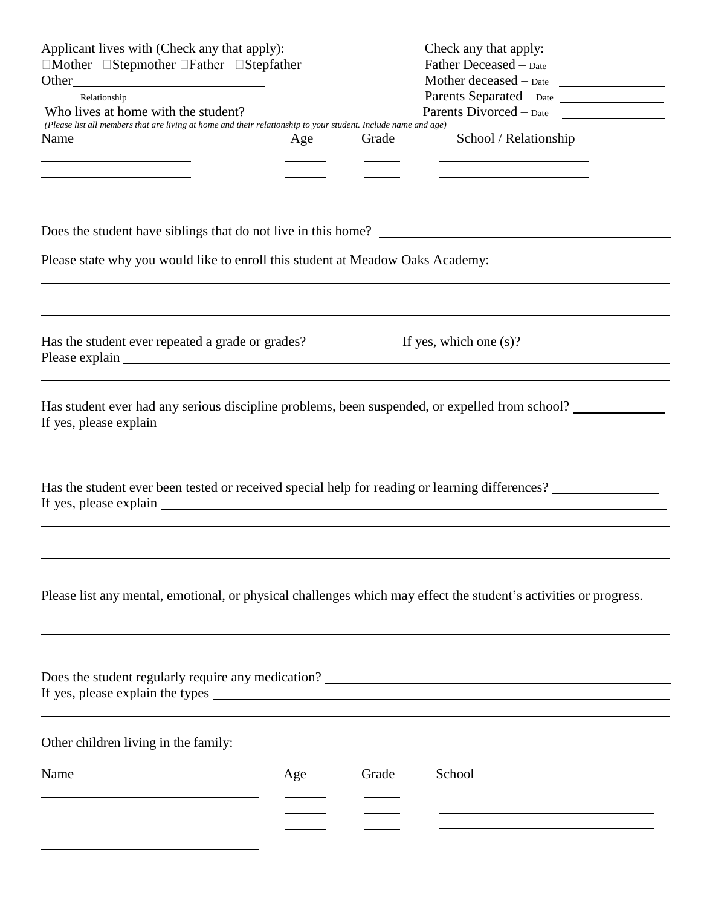Applicant lives with (Check any that apply):
☐Mother ☐Stepmother ☐Father ☐Stepfather
Other\_\_\_\_\_\_\_\_\_\_\_\_\_\_\_\_\_\_\_\_\_\_\_\_\_\_\_\_
Relationship

Check any that apply:
Father Deceased – Date \_\_\_\_\_\_\_\_\_\_\_\_\_\_\_\_
Mother deceased – Date \_\_\_\_\_\_\_\_\_\_\_\_\_\_\_\_
Parents Separated – Date \_\_\_\_\_\_\_\_\_\_\_\_\_\_\_\_
Parents Divorced – Date \_\_\_\_\_\_\_\_\_\_\_\_\_\_\_\_

Who lives at home with the student?
*(Please list all members that are living at home and their relationship to your student. Include name and age)*

| Name | Age | Grade | School / Relationship |
|---|---|---|---|
| | | | |
| | | | |
| | | | |
| | | | |

Does the student have siblings that do not live in this home? \_\_\_\_\_\_\_\_\_\_\_\_\_\_\_\_\_\_\_\_\_\_\_\_\_\_\_\_\_\_\_\_\_\_\_\_\_\_\_\_

Please state why you would like to enroll this student at Meadow Oaks Academy:

\_\_\_\_\_\_\_\_\_\_\_\_\_\_\_\_\_\_\_\_\_\_\_\_\_\_\_\_\_\_\_\_\_\_\_\_\_\_\_\_\_\_\_\_\_\_\_\_\_\_\_\_\_\_\_\_\_\_\_\_\_\_\_\_\_\_\_\_\_\_\_\_\_\_\_\_\_\_\_\_\_\_\_\_\_\_\_\_

\_\_\_\_\_\_\_\_\_\_\_\_\_\_\_\_\_\_\_\_\_\_\_\_\_\_\_\_\_\_\_\_\_\_\_\_\_\_\_\_\_\_\_\_\_\_\_\_\_\_\_\_\_\_\_\_\_\_\_\_\_\_\_\_\_\_\_\_\_\_\_\_\_\_\_\_\_\_\_\_\_\_\_\_\_\_\_\_

\_\_\_\_\_\_\_\_\_\_\_\_\_\_\_\_\_\_\_\_\_\_\_\_\_\_\_\_\_\_\_\_\_\_\_\_\_\_\_\_\_\_\_\_\_\_\_\_\_\_\_\_\_\_\_\_\_\_\_\_\_\_\_\_\_\_\_\_\_\_\_\_\_\_\_\_\_\_\_\_\_\_\_\_\_\_\_\_

Has the student ever repeated a grade or grades?\_\_\_\_\_\_\_\_\_\_\_\_\_\_If yes, which one (s)? \_\_\_\_\_\_\_\_\_\_\_\_\_\_\_\_\_\_\_\_
Please explain \_\_\_\_\_\_\_\_\_\_\_\_\_\_\_\_\_\_\_\_\_\_\_\_\_\_\_\_\_\_\_\_\_\_\_\_\_\_\_\_\_\_\_\_\_\_\_\_\_\_\_\_\_\_\_\_\_\_\_\_\_\_\_\_\_\_\_\_\_\_\_\_\_\_\_\_

\_\_\_\_\_\_\_\_\_\_\_\_\_\_\_\_\_\_\_\_\_\_\_\_\_\_\_\_\_\_\_\_\_\_\_\_\_\_\_\_\_\_\_\_\_\_\_\_\_\_\_\_\_\_\_\_\_\_\_\_\_\_\_\_\_\_\_\_\_\_\_\_\_\_\_\_\_\_\_\_\_\_\_\_\_\_\_\_

Has student ever had any serious discipline problems, been suspended, or expelled from school? \_\_\_\_\_\_\_\_\_\_\_\_\_
If yes, please explain \_\_\_\_\_\_\_\_\_\_\_\_\_\_\_\_\_\_\_\_\_\_\_\_\_\_\_\_\_\_\_\_\_\_\_\_\_\_\_\_\_\_\_\_\_\_\_\_\_\_\_\_\_\_\_\_\_\_\_\_\_\_\_\_\_\_\_\_\_\_\_\_

\_\_\_\_\_\_\_\_\_\_\_\_\_\_\_\_\_\_\_\_\_\_\_\_\_\_\_\_\_\_\_\_\_\_\_\_\_\_\_\_\_\_\_\_\_\_\_\_\_\_\_\_\_\_\_\_\_\_\_\_\_\_\_\_\_\_\_\_\_\_\_\_\_\_\_\_\_\_\_\_\_\_\_\_\_\_\_\_

\_\_\_\_\_\_\_\_\_\_\_\_\_\_\_\_\_\_\_\_\_\_\_\_\_\_\_\_\_\_\_\_\_\_\_\_\_\_\_\_\_\_\_\_\_\_\_\_\_\_\_\_\_\_\_\_\_\_\_\_\_\_\_\_\_\_\_\_\_\_\_\_\_\_\_\_\_\_\_\_\_\_\_\_\_\_\_\_

Has the student ever been tested or received special help for reading or learning differences? \_\_\_\_\_\_\_\_\_\_\_\_\_\_\_
If yes, please explain \_\_\_\_\_\_\_\_\_\_\_\_\_\_\_\_\_\_\_\_\_\_\_\_\_\_\_\_\_\_\_\_\_\_\_\_\_\_\_\_\_\_\_\_\_\_\_\_\_\_\_\_\_\_\_\_\_\_\_\_\_\_\_\_\_\_\_\_\_\_\_\_

\_\_\_\_\_\_\_\_\_\_\_\_\_\_\_\_\_\_\_\_\_\_\_\_\_\_\_\_\_\_\_\_\_\_\_\_\_\_\_\_\_\_\_\_\_\_\_\_\_\_\_\_\_\_\_\_\_\_\_\_\_\_\_\_\_\_\_\_\_\_\_\_\_\_\_\_\_\_\_\_\_\_\_\_\_\_\_\_

\_\_\_\_\_\_\_\_\_\_\_\_\_\_\_\_\_\_\_\_\_\_\_\_\_\_\_\_\_\_\_\_\_\_\_\_\_\_\_\_\_\_\_\_\_\_\_\_\_\_\_\_\_\_\_\_\_\_\_\_\_\_\_\_\_\_\_\_\_\_\_\_\_\_\_\_\_\_\_\_\_\_\_\_\_\_\_\_

\_\_\_\_\_\_\_\_\_\_\_\_\_\_\_\_\_\_\_\_\_\_\_\_\_\_\_\_\_\_\_\_\_\_\_\_\_\_\_\_\_\_\_\_\_\_\_\_\_\_\_\_\_\_\_\_\_\_\_\_\_\_\_\_\_\_\_\_\_\_\_\_\_\_\_\_\_\_\_\_\_\_\_\_\_\_\_\_

Please list any mental, emotional, or physical challenges which may effect the student's activities or progress.

\_\_\_\_\_\_\_\_\_\_\_\_\_\_\_\_\_\_\_\_\_\_\_\_\_\_\_\_\_\_\_\_\_\_\_\_\_\_\_\_\_\_\_\_\_\_\_\_\_\_\_\_\_\_\_\_\_\_\_\_\_\_\_\_\_\_\_\_\_\_\_\_\_\_\_\_\_\_\_\_\_\_\_\_\_\_\_\_

\_\_\_\_\_\_\_\_\_\_\_\_\_\_\_\_\_\_\_\_\_\_\_\_\_\_\_\_\_\_\_\_\_\_\_\_\_\_\_\_\_\_\_\_\_\_\_\_\_\_\_\_\_\_\_\_\_\_\_\_\_\_\_\_\_\_\_\_\_\_\_\_\_\_\_\_\_\_\_\_\_\_\_\_\_\_\_\_

\_\_\_\_\_\_\_\_\_\_\_\_\_\_\_\_\_\_\_\_\_\_\_\_\_\_\_\_\_\_\_\_\_\_\_\_\_\_\_\_\_\_\_\_\_\_\_\_\_\_\_\_\_\_\_\_\_\_\_\_\_\_\_\_\_\_\_\_\_\_\_\_\_\_\_\_\_\_\_\_\_\_\_\_\_\_\_\_

Does the student regularly require any medication? \_\_\_\_\_\_\_\_\_\_\_\_\_\_\_\_\_\_\_\_\_\_\_\_\_\_\_\_\_\_\_\_\_\_\_\_\_\_\_\_\_\_\_\_\_\_\_
If yes, please explain the types \_\_\_\_\_\_\_\_\_\_\_\_\_\_\_\_\_\_\_\_\_\_\_\_\_\_\_\_\_\_\_\_\_\_\_\_\_\_\_\_\_\_\_\_\_\_\_\_\_\_\_\_\_\_\_\_\_\_\_\_\_\_\_

\_\_\_\_\_\_\_\_\_\_\_\_\_\_\_\_\_\_\_\_\_\_\_\_\_\_\_\_\_\_\_\_\_\_\_\_\_\_\_\_\_\_\_\_\_\_\_\_\_\_\_\_\_\_\_\_\_\_\_\_\_\_\_\_\_\_\_\_\_\_\_\_\_\_\_\_\_\_\_\_\_\_\_\_\_\_\_\_

Other children living in the family:

| Name | Age | Grade | School |
|---|---|---|---|
| | | | |
| | | | |
| | | | |
| | | | |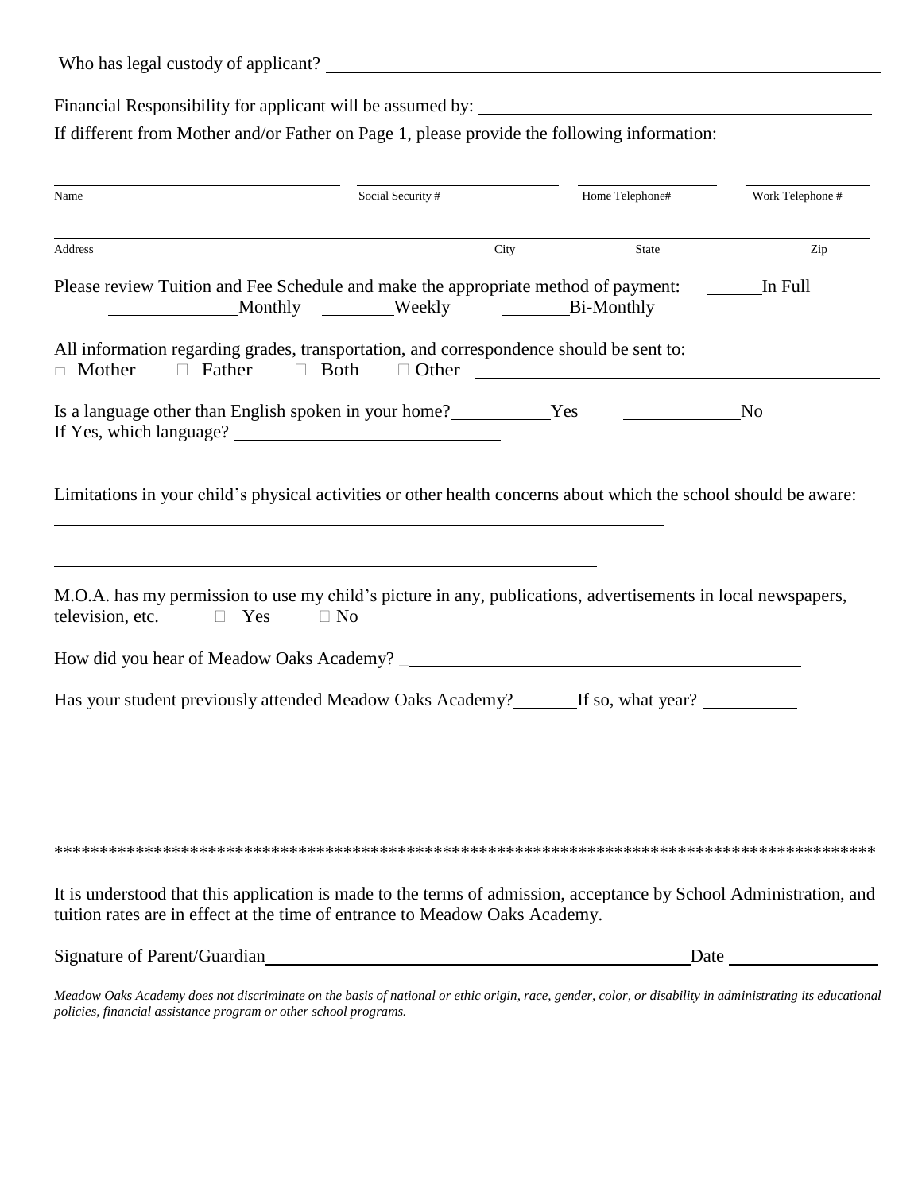Who has legal custody of applicant? ____________________________________________

Financial Responsibility for applicant will be assumed by: ______________________________

If different from Mother and/or Father on Page 1, please provide the following information:

| Name | Social Security # | Home Telephone# | Work Telephone # |
|---|---|---|---|
| | | | |

| Address | City | State | Zip |
|---|---|---|---|
| | | | |

Please review Tuition and Fee Schedule and make the appropriate method of payment: ______In Full ______________Monthly ________Weekly ________Bi-Monthly

All information regarding grades, transportation, and correspondence should be sent to:
□ Mother □ Father □ Both □ Other ______________________________

Is a language other than English spoken in your home?__________Yes ____________No
If Yes, which language? ____________________________

Limitations in your child's physical activities or other health concerns about which the school should be aware:

____________________________________________________________

____________________________________________________________

____________________________________________________________

M.O.A. has my permission to use my child's picture in any, publications, advertisements in local newspapers, television, etc. □ Yes □ No

How did you hear of Meadow Oaks Academy? ______________________________________

Has your student previously attended Meadow Oaks Academy?_______If so, what year? __________

*******************************************************************************************

It is understood that this application is made to the terms of admission, acceptance by School Administration, and tuition rates are in effect at the time of entrance to Meadow Oaks Academy.

Signature of Parent/Guardian______________________________________________Date ________________

*Meadow Oaks Academy does not discriminate on the basis of national or ethic origin, race, gender, color, or disability in administrating its educational policies, financial assistance program or other school programs.*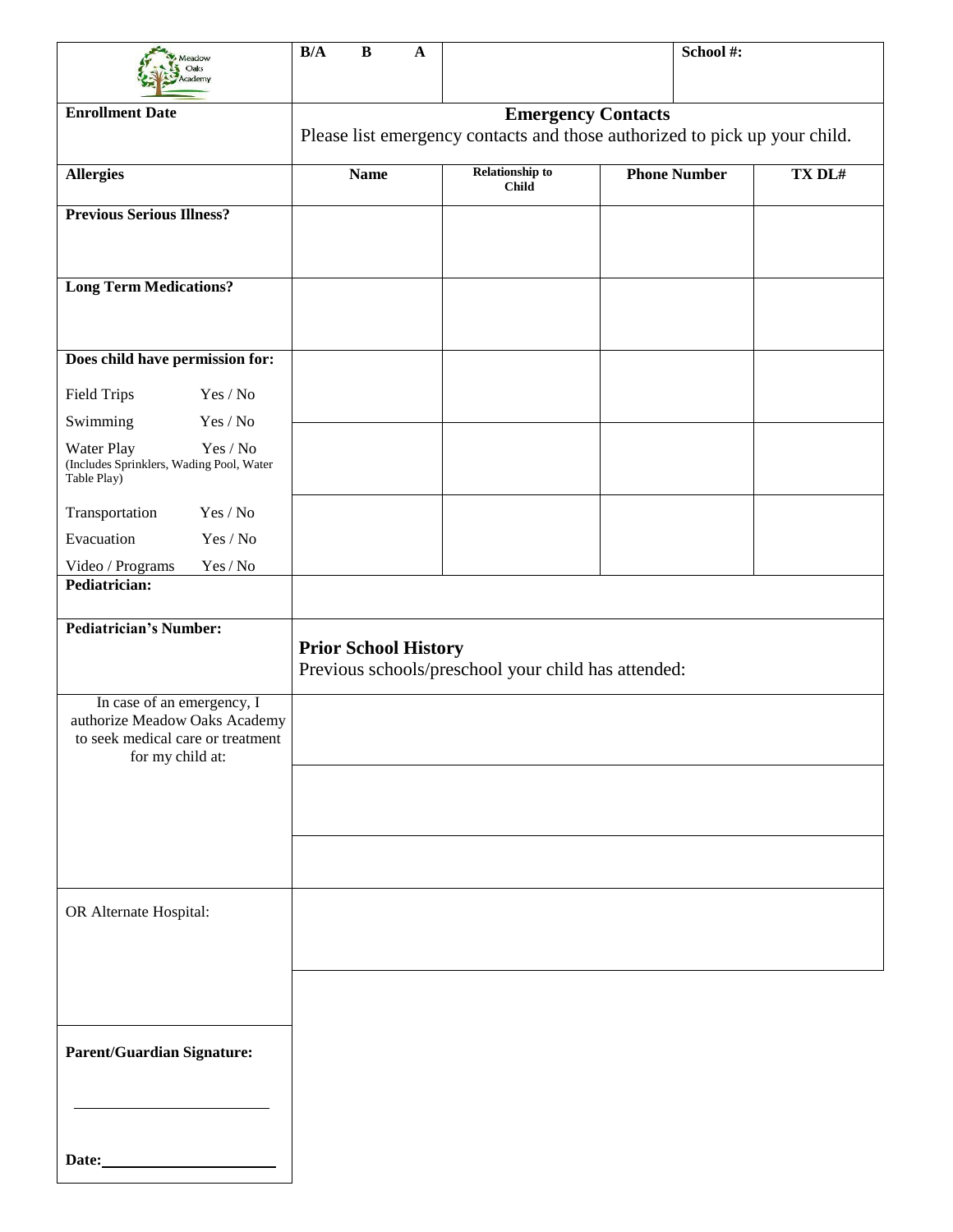| Meadow Oaks Academy | B/A B A | | School #: | |
|---|---|---|---|---|
| **Enrollment Date** | **Emergency Contacts** Please list emergency contacts and those authorized to pick up your child. | | | |
| **Allergies** | **Name** | **Relationship to Child** | **Phone Number** | **TX DL#** |
| **Previous Serious Illness?** | | | | |
| **Long Term Medications?** | | | | |
| **Does child have permission for:** Field Trips Yes / No; Swimming Yes / No | | | | |
| Water Play Yes / No (Includes Sprinklers, Wading Pool, Water Table Play) | | | | |
| Transportation Yes / No; Evacuation Yes / No; Video / Programs Yes / No | | | | |
| **Pediatrician:** | | | | |
| **Pediatrician's Number:** | **Prior School History** Previous schools/preschool your child has attended: | | | |
| In case of an emergency, I authorize Meadow Oaks Academy to seek medical care or treatment for my child at: | | | | |
| | | | | |
| | | | | |
| OR Alternate Hospital: | | | | |

**Parent/Guardian Signature:**

\_\_\_\_\_\_\_\_\_\_\_\_\_\_\_\_\_\_\_\_\_\_\_\_\_\_

**Date:** \_\_\_\_\_\_\_\_\_\_\_\_\_\_\_\_\_\_\_\_\_\_